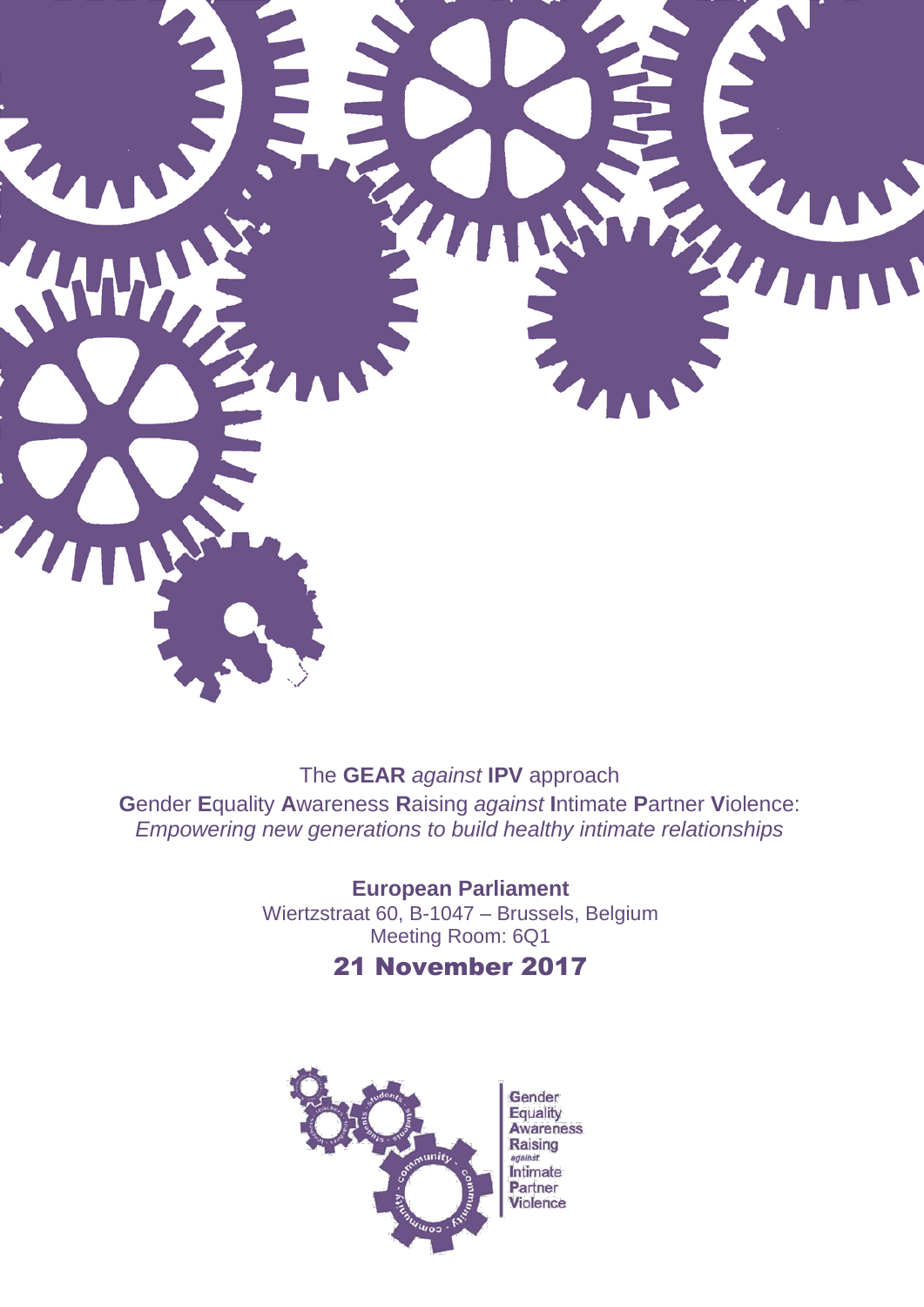The **GEAR** *against* **IPV** approach

**G**ender **E**quality **A**wareness **R**aising *against* **I**ntimate **P**artner **V**iolence:
*Empowering new generations to build healthy intimate relationships*

**European Parliament**
Wiertzstraat 60, B-1047 – Brussels, Belgium
Meeting Room: 6Q1

## 21 November 2017

Gender
Equality
Awareness
Raising
*against*
Intimate
Partner
Violence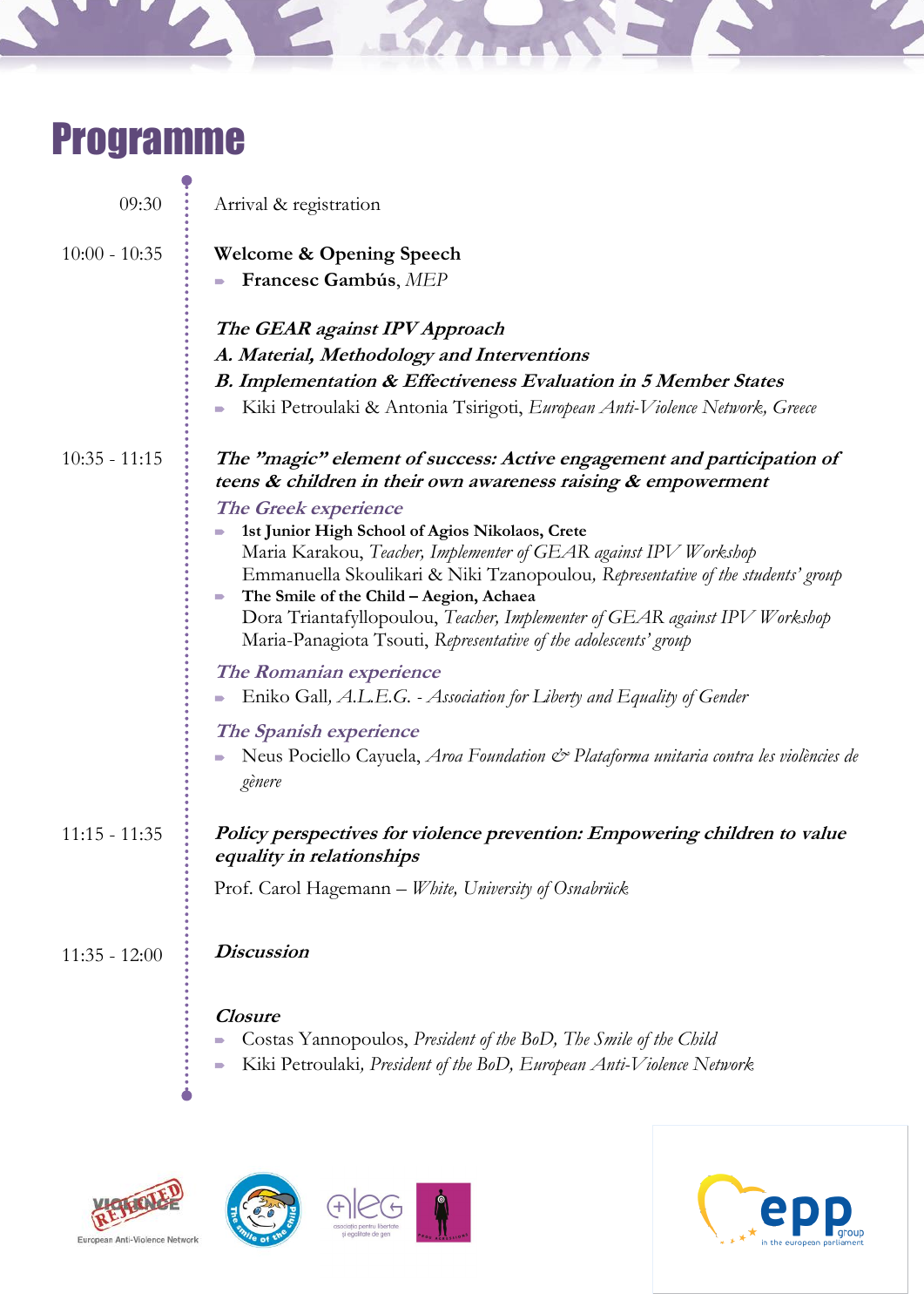# Programme

09:30 Arrival & registration

10:00 - 10:35 **Welcome & Opening Speech**

- **Francesc Gambús**, *MEP*

***The GEAR against IPV Approach***

***A. Material, Methodology and Interventions***

***B. Implementation & Effectiveness Evaluation in 5 Member States***

- Kiki Petroulaki & Antonia Tsirigoti, *European Anti-Violence Network, Greece*

10:35 - 11:15 ***The "magic" element of success: Active engagement and participation of teens & children in their own awareness raising & empowerment***

*The Greek experience*

- **1st Junior High School of Agios Nikolaos, Crete**
  Maria Karakou, *Teacher, Implementer of GEAR against IPV Workshop*
  Emmanuella Skoulikari & Niki Tzanopoulou, *Representative of the students' group*
- **The Smile of the Child – Aegion, Achaea**
  Dora Triantafyllopoulou, *Teacher, Implementer of GEAR against IPV Workshop*
  Maria-Panagiota Tsouti, *Representative of the adolescents' group*

*The Romanian experience*

- Eniko Gall, *A.L.E.G. - Association for Liberty and Equality of Gender*

*The Spanish experience*

- Neus Pociello Cayuela, *Aroa Foundation & Plataforma unitaria contra les violències de gènere*

11:15 - 11:35 ***Policy perspectives for violence prevention: Empowering children to value equality in relationships***

Prof. Carol Hagemann – *White, University of Osnabrück*

11:35 - 12:00 ***Discussion***

***Closure***

- Costas Yannopoulos, *President of the BoD, The Smile of the Child*
- Kiki Petroulaki, *President of the BoD, European Anti-Violence Network*